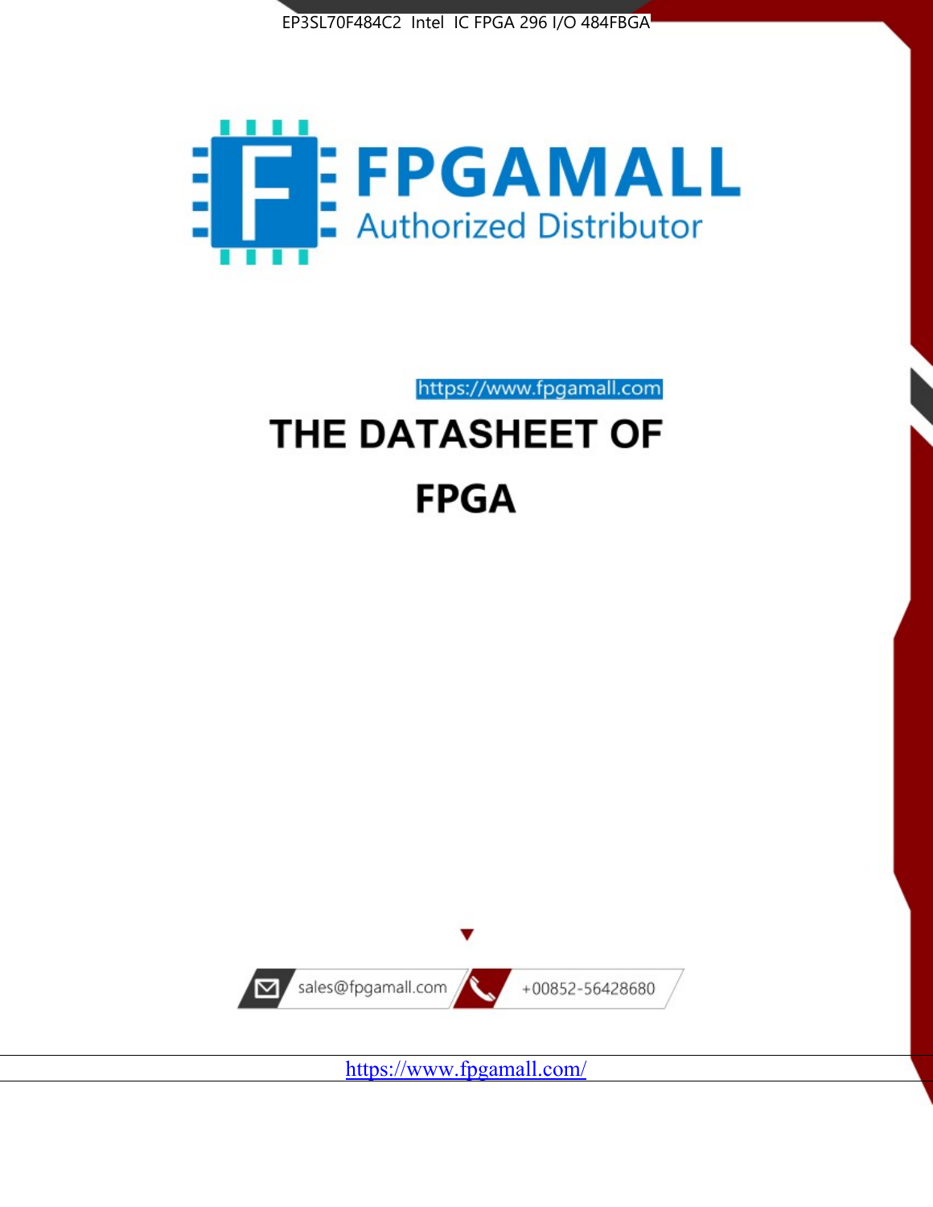EP3SL70F484C2 Intel IC FPGA 296 I/O 484FBGA

FPGAMALL

Authorized Distributor

https://www.fpgamall.com

# THE DATASHEET OF

# FPGA

sales@fpgamall.com

+00852-56428680

https://www.fpgamall.com/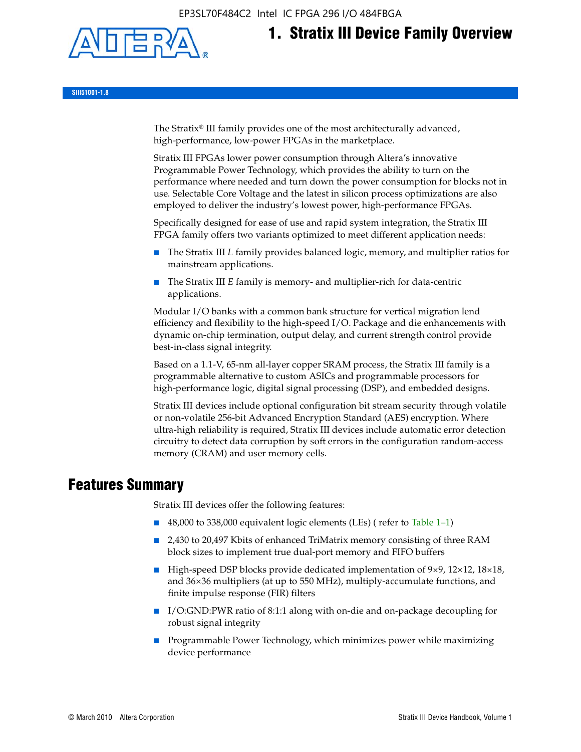# 1. Stratix III Device Family Overview

SIII51001-1.8

The Stratix® III family provides one of the most architecturally advanced, high-performance, low-power FPGAs in the marketplace.

Stratix III FPGAs lower power consumption through Altera's innovative Programmable Power Technology, which provides the ability to turn on the performance where needed and turn down the power consumption for blocks not in use. Selectable Core Voltage and the latest in silicon process optimizations are also employed to deliver the industry's lowest power, high-performance FPGAs.

Specifically designed for ease of use and rapid system integration, the Stratix III FPGA family offers two variants optimized to meet different application needs:

- The Stratix III *L* family provides balanced logic, memory, and multiplier ratios for mainstream applications.
- The Stratix III *E* family is memory- and multiplier-rich for data-centric applications.

Modular I/O banks with a common bank structure for vertical migration lend efficiency and flexibility to the high-speed I/O. Package and die enhancements with dynamic on-chip termination, output delay, and current strength control provide best-in-class signal integrity.

Based on a 1.1-V, 65-nm all-layer copper SRAM process, the Stratix III family is a programmable alternative to custom ASICs and programmable processors for high-performance logic, digital signal processing (DSP), and embedded designs.

Stratix III devices include optional configuration bit stream security through volatile or non-volatile 256-bit Advanced Encryption Standard (AES) encryption. Where ultra-high reliability is required, Stratix III devices include automatic error detection circuitry to detect data corruption by soft errors in the configuration random-access memory (CRAM) and user memory cells.

## Features Summary

Stratix III devices offer the following features:

- 48,000 to 338,000 equivalent logic elements (LEs) ( refer to Table 1–1)
- 2,430 to 20,497 Kbits of enhanced TriMatrix memory consisting of three RAM block sizes to implement true dual-port memory and FIFO buffers
- High-speed DSP blocks provide dedicated implementation of 9×9, 12×12, 18×18, and 36×36 multipliers (at up to 550 MHz), multiply-accumulate functions, and finite impulse response (FIR) filters
- I/O:GND:PWR ratio of 8:1:1 along with on-die and on-package decoupling for robust signal integrity
- Programmable Power Technology, which minimizes power while maximizing device performance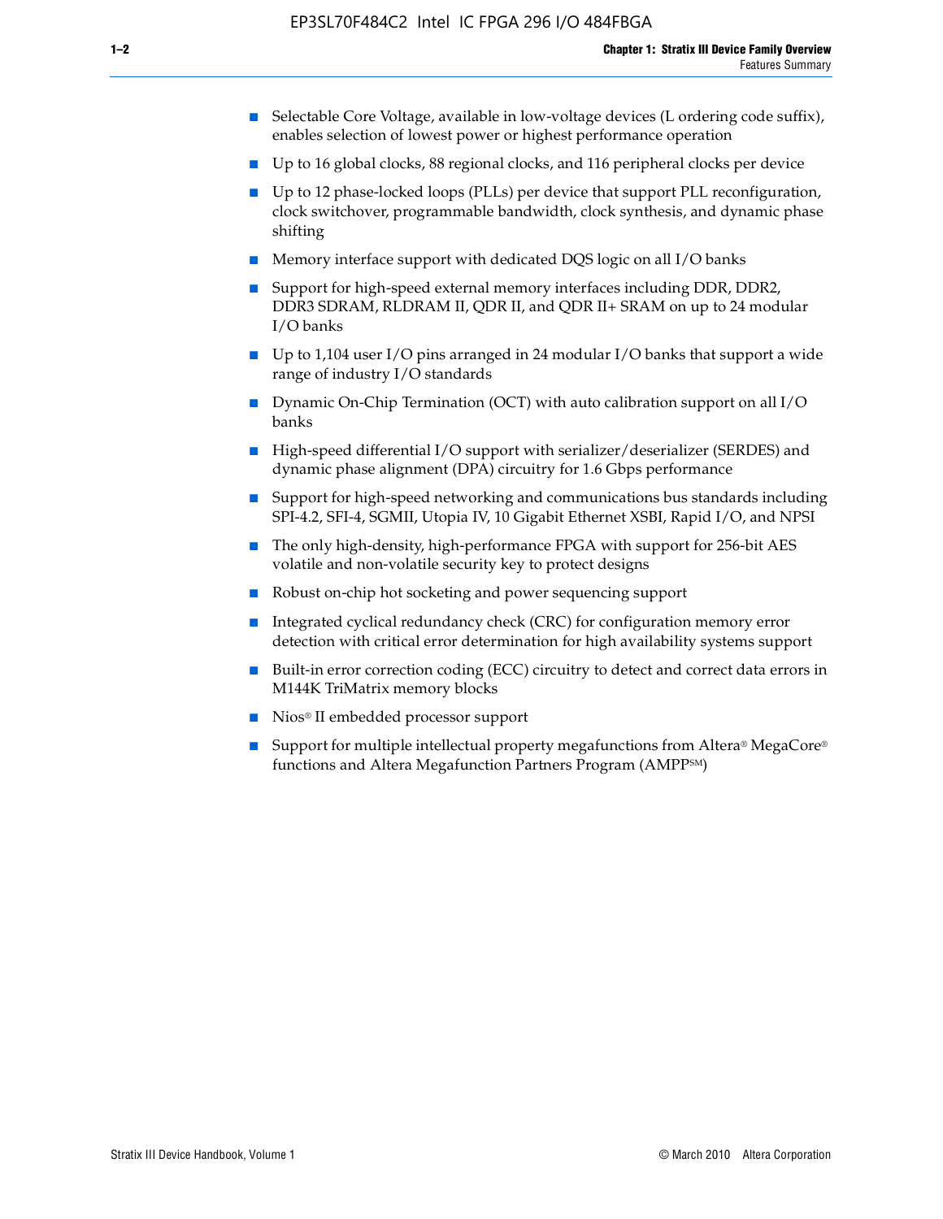- Selectable Core Voltage, available in low-voltage devices (L ordering code suffix), enables selection of lowest power or highest performance operation
- Up to 16 global clocks, 88 regional clocks, and 116 peripheral clocks per device
- Up to 12 phase-locked loops (PLLs) per device that support PLL reconfiguration, clock switchover, programmable bandwidth, clock synthesis, and dynamic phase shifting
- Memory interface support with dedicated DQS logic on all I/O banks
- Support for high-speed external memory interfaces including DDR, DDR2, DDR3 SDRAM, RLDRAM II, QDR II, and QDR II+ SRAM on up to 24 modular I/O banks
- Up to 1,104 user I/O pins arranged in 24 modular I/O banks that support a wide range of industry I/O standards
- Dynamic On-Chip Termination (OCT) with auto calibration support on all I/O banks
- High-speed differential I/O support with serializer/deserializer (SERDES) and dynamic phase alignment (DPA) circuitry for 1.6 Gbps performance
- Support for high-speed networking and communications bus standards including SPI-4.2, SFI-4, SGMII, Utopia IV, 10 Gigabit Ethernet XSBI, Rapid I/O, and NPSI
- The only high-density, high-performance FPGA with support for 256-bit AES volatile and non-volatile security key to protect designs
- Robust on-chip hot socketing and power sequencing support
- Integrated cyclical redundancy check (CRC) for configuration memory error detection with critical error determination for high availability systems support
- Built-in error correction coding (ECC) circuitry to detect and correct data errors in M144K TriMatrix memory blocks
- Nios® II embedded processor support
- Support for multiple intellectual property megafunctions from Altera® MegaCore® functions and Altera Megafunction Partners Program (AMPP℠)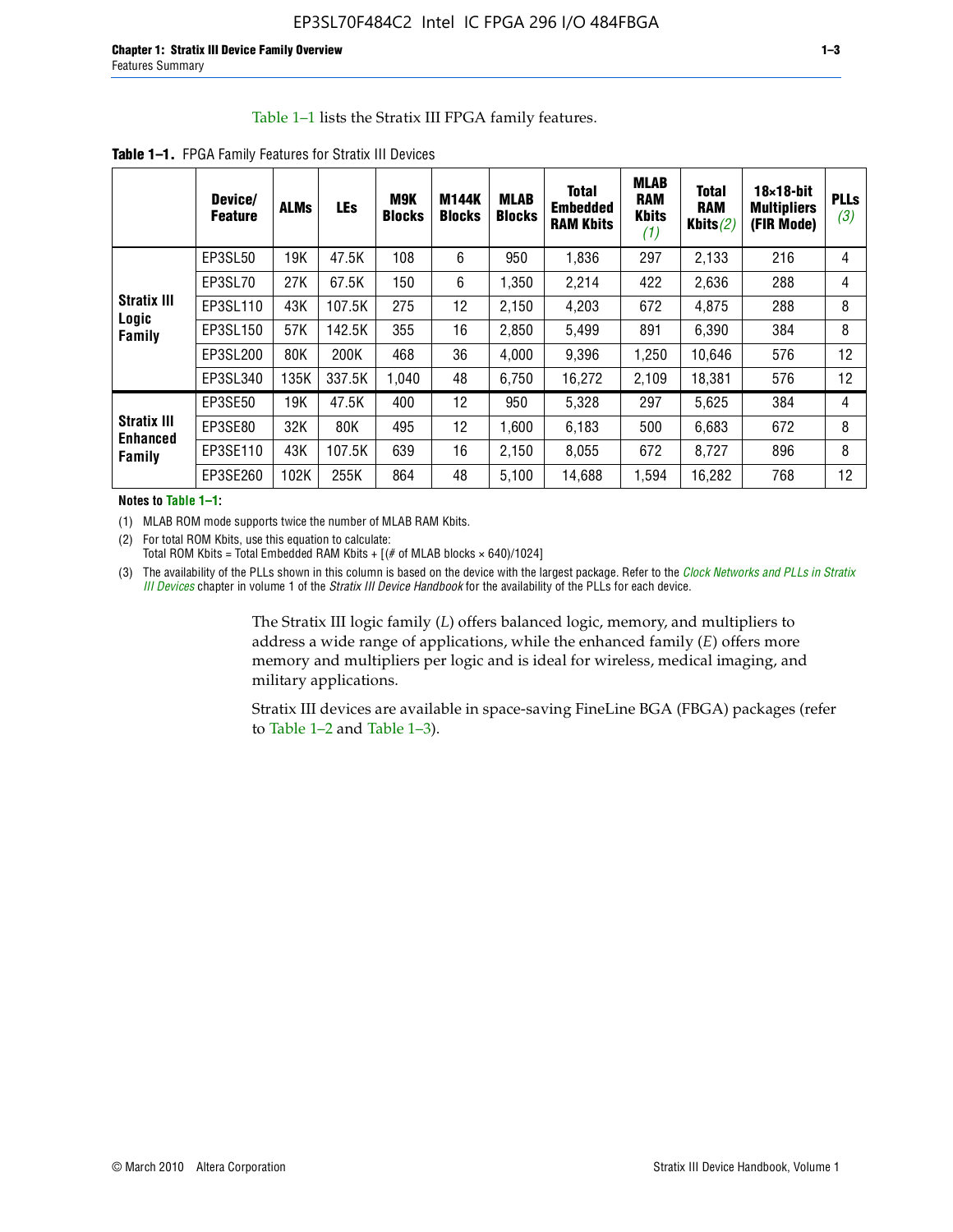Table 1–1 lists the Stratix III FPGA family features.

**Table 1–1.** FPGA Family Features for Stratix III Devices

| | Device/ Feature | ALMs | LEs | M9K Blocks | M144K Blocks | MLAB Blocks | Total Embedded RAM Kbits | MLAB RAM Kbits *(1)* | Total RAM Kbits *(2)* | 18×18-bit Multipliers (FIR Mode) | PLLs *(3)* |
|---|---|---|---|---|---|---|---|---|---|---|---|
| Stratix III Logic Family | EP3SL50 | 19K | 47.5K | 108 | 6 | 950 | 1,836 | 297 | 2,133 | 216 | 4 |
| | EP3SL70 | 27K | 67.5K | 150 | 6 | 1,350 | 2,214 | 422 | 2,636 | 288 | 4 |
| | EP3SL110 | 43K | 107.5K | 275 | 12 | 2,150 | 4,203 | 672 | 4,875 | 288 | 8 |
| | EP3SL150 | 57K | 142.5K | 355 | 16 | 2,850 | 5,499 | 891 | 6,390 | 384 | 8 |
| | EP3SL200 | 80K | 200K | 468 | 36 | 4,000 | 9,396 | 1,250 | 10,646 | 576 | 12 |
| | EP3SL340 | 135K | 337.5K | 1,040 | 48 | 6,750 | 16,272 | 2,109 | 18,381 | 576 | 12 |
| Stratix III Enhanced Family | EP3SE50 | 19K | 47.5K | 400 | 12 | 950 | 5,328 | 297 | 5,625 | 384 | 4 |
| | EP3SE80 | 32K | 80K | 495 | 12 | 1,600 | 6,183 | 500 | 6,683 | 672 | 8 |
| | EP3SE110 | 43K | 107.5K | 639 | 16 | 2,150 | 8,055 | 672 | 8,727 | 896 | 8 |
| | EP3SE260 | 102K | 255K | 864 | 48 | 5,100 | 14,688 | 1,594 | 16,282 | 768 | 12 |

**Notes to Table 1–1:**

(1) MLAB ROM mode supports twice the number of MLAB RAM Kbits.

(2) For total ROM Kbits, use this equation to calculate:
Total ROM Kbits = Total Embedded RAM Kbits + [(# of MLAB blocks × 640)/1024]

(3) The availability of the PLLs shown in this column is based on the device with the largest package. Refer to the *Clock Networks and PLLs in Stratix III Devices* chapter in volume 1 of the *Stratix III Device Handbook* for the availability of the PLLs for each device.

The Stratix III logic family (*L*) offers balanced logic, memory, and multipliers to address a wide range of applications, while the enhanced family (*E*) offers more memory and multipliers per logic and is ideal for wireless, medical imaging, and military applications.

Stratix III devices are available in space-saving FineLine BGA (FBGA) packages (refer to Table 1–2 and Table 1–3).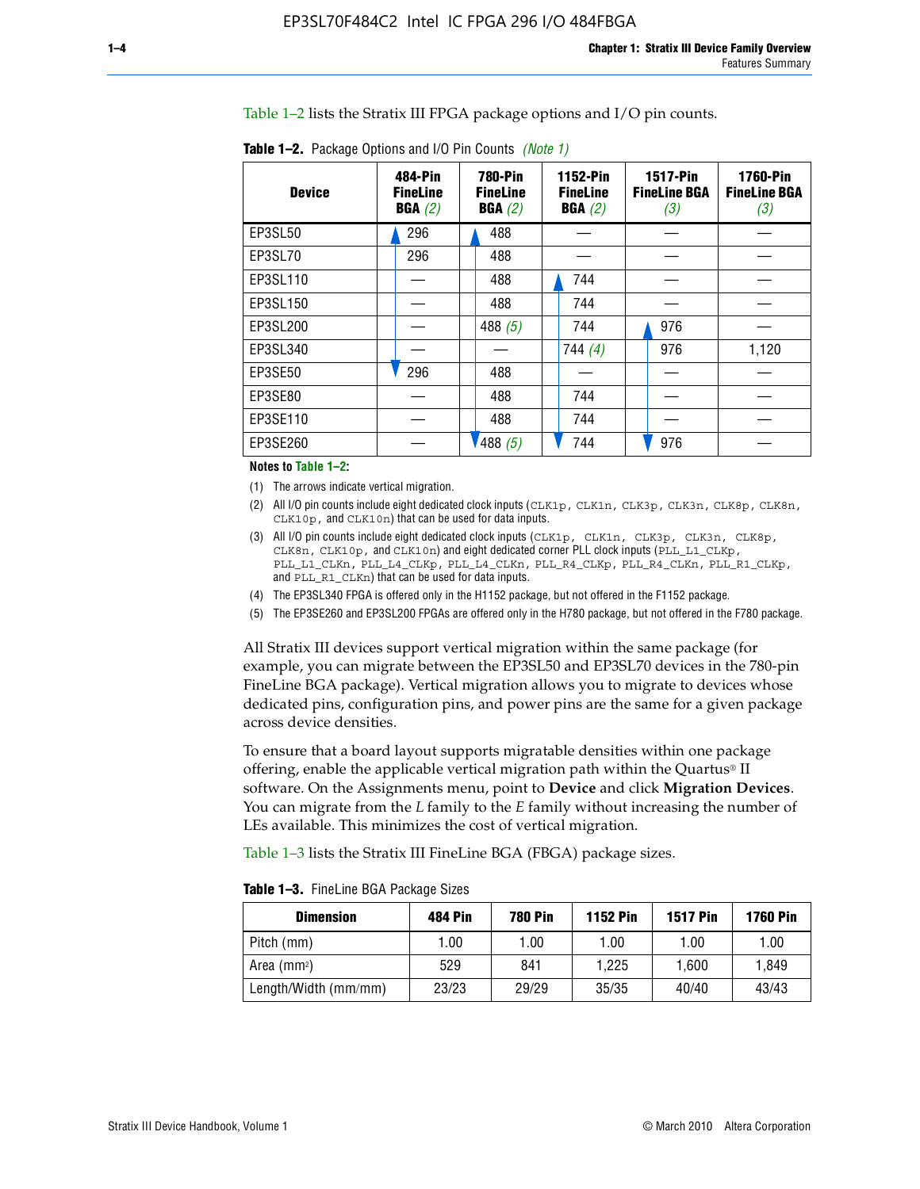Table 1–2 lists the Stratix III FPGA package options and I/O pin counts.

**Table 1–2.** Package Options and I/O Pin Counts *(Note 1)*

| Device | 484-Pin FineLine BGA *(2)* | 780-Pin FineLine BGA *(2)* | 1152-Pin FineLine BGA *(2)* | 1517-Pin FineLine BGA *(3)* | 1760-Pin FineLine BGA *(3)* |
|---|---|---|---|---|---|
| EP3SL50 | 296 | 488 | — | — | — |
| EP3SL70 | 296 | 488 | — | — | — |
| EP3SL110 | — | 488 | 744 | — | — |
| EP3SL150 | — | 488 | 744 | — | — |
| EP3SL200 | — | 488 *(5)* | 744 | 976 | — |
| EP3SL340 | — | — | 744 *(4)* | 976 | 1,120 |
| EP3SE50 | 296 | 488 | — | — | — |
| EP3SE80 | — | 488 | 744 | — | — |
| EP3SE110 | — | 488 | 744 | — | — |
| EP3SE260 | — | 488 *(5)* | 744 | 976 | — |

**Notes to Table 1–2:**

(1) The arrows indicate vertical migration.

(2) All I/O pin counts include eight dedicated clock inputs (CLK1p, CLK1n, CLK3p, CLK3n, CLK8p, CLK8n, CLK10p, and CLK10n) that can be used for data inputs.

(3) All I/O pin counts include eight dedicated clock inputs (CLK1p, CLK1n, CLK3p, CLK3n, CLK8p, CLK8n, CLK10p, and CLK10n) and eight dedicated corner PLL clock inputs (PLL_L1_CLKp, PLL_L1_CLKn, PLL_L4_CLKp, PLL_L4_CLKn, PLL_R4_CLKp, PLL_R4_CLKn, PLL_R1_CLKp, and PLL_R1_CLKn) that can be used for data inputs.

(4) The EP3SL340 FPGA is offered only in the H1152 package, but not offered in the F1152 package.

(5) The EP3SE260 and EP3SL200 FPGAs are offered only in the H780 package, but not offered in the F780 package.

All Stratix III devices support vertical migration within the same package (for example, you can migrate between the EP3SL50 and EP3SL70 devices in the 780-pin FineLine BGA package). Vertical migration allows you to migrate to devices whose dedicated pins, configuration pins, and power pins are the same for a given package across device densities.

To ensure that a board layout supports migratable densities within one package offering, enable the applicable vertical migration path within the Quartus® II software. On the Assignments menu, point to **Device** and click **Migration Devices**. You can migrate from the *L* family to the *E* family without increasing the number of LEs available. This minimizes the cost of vertical migration.

Table 1–3 lists the Stratix III FineLine BGA (FBGA) package sizes.

**Table 1–3.** FineLine BGA Package Sizes

| Dimension | 484 Pin | 780 Pin | 1152 Pin | 1517 Pin | 1760 Pin |
|---|---|---|---|---|---|
| Pitch (mm) | 1.00 | 1.00 | 1.00 | 1.00 | 1.00 |
| Area ($mm^2$) | 529 | 841 | 1,225 | 1,600 | 1,849 |
| Length/Width (mm/mm) | 23/23 | 29/29 | 35/35 | 40/40 | 43/43 |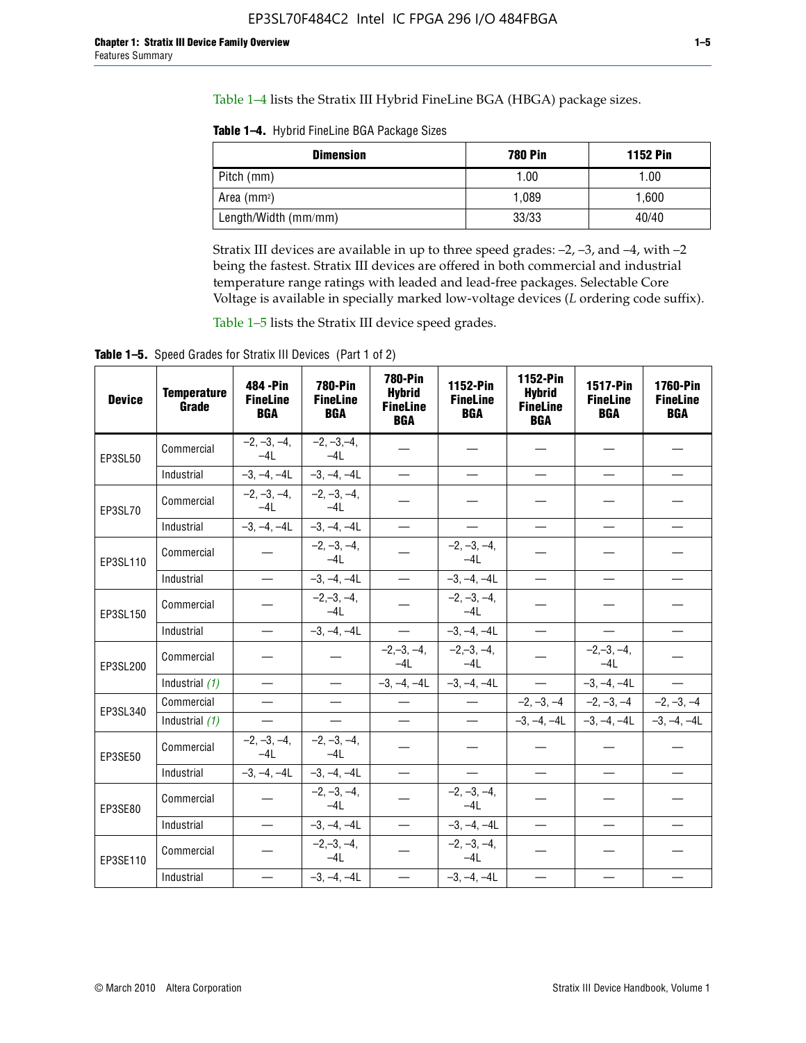EP3SL70F484C2 Intel IC FPGA 296 I/O 484FBGA

Table 1–4 lists the Stratix III Hybrid FineLine BGA (HBGA) package sizes.

**Table 1–4.** Hybrid FineLine BGA Package Sizes

| Dimension | 780 Pin | 1152 Pin |
|---|---|---|
| Pitch (mm) | 1.00 | 1.00 |
| Area (mm²) | 1,089 | 1,600 |
| Length/Width (mm/mm) | 33/33 | 40/40 |

Stratix III devices are available in up to three speed grades: –2, –3, and –4, with –2 being the fastest. Stratix III devices are offered in both commercial and industrial temperature range ratings with leaded and lead-free packages. Selectable Core Voltage is available in specially marked low-voltage devices (*L* ordering code suffix).

Table 1–5 lists the Stratix III device speed grades.

**Table 1–5.** Speed Grades for Stratix III Devices (Part 1 of 2)

| Device | Temperature Grade | 484 -Pin FineLine BGA | 780-Pin FineLine BGA | 780-Pin Hybrid FineLine BGA | 1152-Pin FineLine BGA | 1152-Pin Hybrid FineLine BGA | 1517-Pin FineLine BGA | 1760-Pin FineLine BGA |
|---|---|---|---|---|---|---|---|---|
| EP3SL50 | Commercial | –2, –3, –4, –4L | –2, –3,–4, –4L | — | — | — | — | — |
| | Industrial | –3, –4, –4L | –3, –4, –4L | — | — | — | — | — |
| EP3SL70 | Commercial | –2, –3, –4, –4L | –2, –3, –4, –4L | — | — | — | — | — |
| | Industrial | –3, –4, –4L | –3, –4, –4L | — | — | — | — | — |
| EP3SL110 | Commercial | — | –2, –3, –4, –4L | — | –2, –3, –4, –4L | — | — | — |
| | Industrial | — | –3, –4, –4L | — | –3, –4, –4L | — | — | — |
| EP3SL150 | Commercial | — | –2,–3, –4, –4L | — | –2, –3, –4, –4L | — | — | — |
| | Industrial | — | –3, –4, –4L | — | –3, –4, –4L | — | — | — |
| EP3SL200 | Commercial | — | — | –2,–3, –4, –4L | –2,–3, –4, –4L | — | –2,–3, –4, –4L | — |
| | Industrial *(1)* | — | — | –3, –4, –4L | –3, –4, –4L | — | –3, –4, –4L | — |
| EP3SL340 | Commercial | — | — | — | — | –2, –3, –4 | –2, –3, –4 | –2, –3, –4 |
| | Industrial *(1)* | — | — | — | — | –3, –4, –4L | –3, –4, –4L | –3, –4, –4L |
| EP3SE50 | Commercial | –2, –3, –4, –4L | –2, –3, –4, –4L | — | — | — | — | — |
| | Industrial | –3, –4, –4L | –3, –4, –4L | — | — | — | — | — |
| EP3SE80 | Commercial | — | –2, –3, –4, –4L | — | –2, –3, –4, –4L | — | — | — |
| | Industrial | — | –3, –4, –4L | — | –3, –4, –4L | — | — | — |
| EP3SE110 | Commercial | — | –2,–3, –4, –4L | — | –2, –3, –4, –4L | — | — | — |
| | Industrial | — | –3, –4, –4L | — | –3, –4, –4L | — | — | — |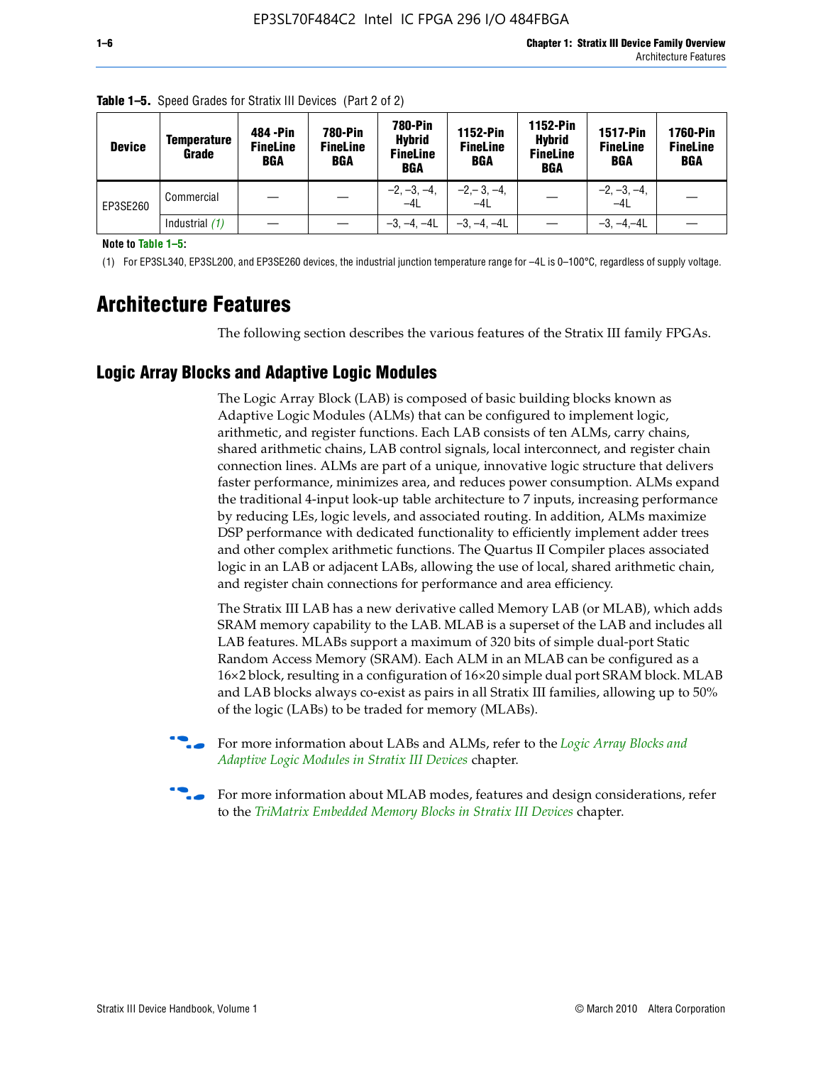**Table 1–5.** Speed Grades for Stratix III Devices (Part 2 of 2)

| Device | Temperature Grade | 484 -Pin FineLine BGA | 780-Pin FineLine BGA | 780-Pin Hybrid FineLine BGA | 1152-Pin FineLine BGA | 1152-Pin Hybrid FineLine BGA | 1517-Pin FineLine BGA | 1760-Pin FineLine BGA |
|---|---|---|---|---|---|---|---|---|
| EP3SE260 | Commercial | — | — | –2, –3, –4, –4L | –2,– 3, –4, –4L | — | –2, –3, –4, –4L | — |
| | Industrial *(1)* | — | — | –3, –4, –4L | –3, –4, –4L | — | –3, –4,–4L | — |

**Note to Table 1–5:**

(1) For EP3SL340, EP3SL200, and EP3SE260 devices, the industrial junction temperature range for –4L is 0–100°C, regardless of supply voltage.

# Architecture Features

The following section describes the various features of the Stratix III family FPGAs.

## Logic Array Blocks and Adaptive Logic Modules

The Logic Array Block (LAB) is composed of basic building blocks known as Adaptive Logic Modules (ALMs) that can be configured to implement logic, arithmetic, and register functions. Each LAB consists of ten ALMs, carry chains, shared arithmetic chains, LAB control signals, local interconnect, and register chain connection lines. ALMs are part of a unique, innovative logic structure that delivers faster performance, minimizes area, and reduces power consumption. ALMs expand the traditional 4-input look-up table architecture to 7 inputs, increasing performance by reducing LEs, logic levels, and associated routing. In addition, ALMs maximize DSP performance with dedicated functionality to efficiently implement adder trees and other complex arithmetic functions. The Quartus II Compiler places associated logic in an LAB or adjacent LABs, allowing the use of local, shared arithmetic chain, and register chain connections for performance and area efficiency.

The Stratix III LAB has a new derivative called Memory LAB (or MLAB), which adds SRAM memory capability to the LAB. MLAB is a superset of the LAB and includes all LAB features. MLABs support a maximum of 320 bits of simple dual-port Static Random Access Memory (SRAM). Each ALM in an MLAB can be configured as a 16×2 block, resulting in a configuration of 16×20 simple dual port SRAM block. MLAB and LAB blocks always co-exist as pairs in all Stratix III families, allowing up to 50% of the logic (LABs) to be traded for memory (MLABs).

For more information about LABs and ALMs, refer to the *Logic Array Blocks and Adaptive Logic Modules in Stratix III Devices* chapter.

For more information about MLAB modes, features and design considerations, refer to the *TriMatrix Embedded Memory Blocks in Stratix III Devices* chapter.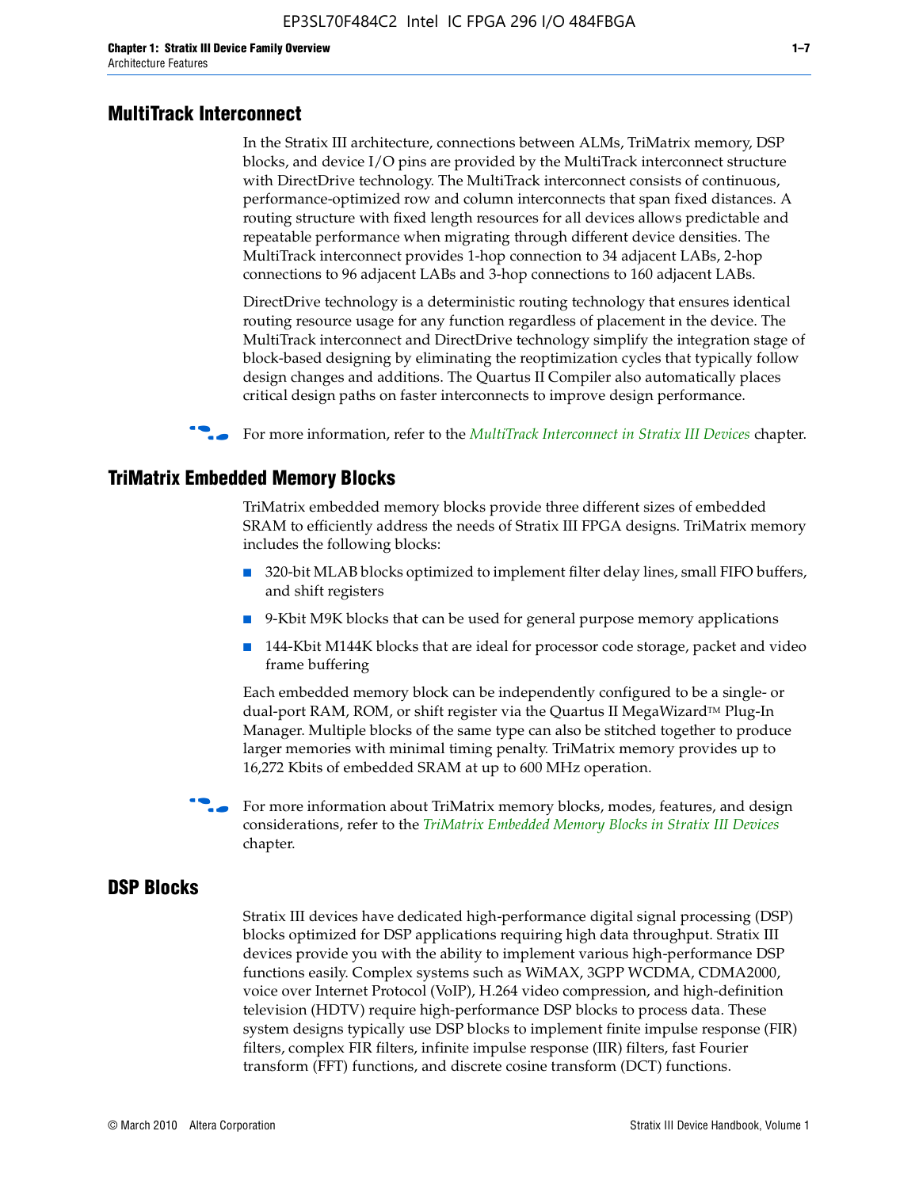## MultiTrack Interconnect

In the Stratix III architecture, connections between ALMs, TriMatrix memory, DSP blocks, and device I/O pins are provided by the MultiTrack interconnect structure with DirectDrive technology. The MultiTrack interconnect consists of continuous, performance-optimized row and column interconnects that span fixed distances. A routing structure with fixed length resources for all devices allows predictable and repeatable performance when migrating through different device densities. The MultiTrack interconnect provides 1-hop connection to 34 adjacent LABs, 2-hop connections to 96 adjacent LABs and 3-hop connections to 160 adjacent LABs.

DirectDrive technology is a deterministic routing technology that ensures identical routing resource usage for any function regardless of placement in the device. The MultiTrack interconnect and DirectDrive technology simplify the integration stage of block-based designing by eliminating the reoptimization cycles that typically follow design changes and additions. The Quartus II Compiler also automatically places critical design paths on faster interconnects to improve design performance.

For more information, refer to the *MultiTrack Interconnect in Stratix III Devices* chapter.

## TriMatrix Embedded Memory Blocks

TriMatrix embedded memory blocks provide three different sizes of embedded SRAM to efficiently address the needs of Stratix III FPGA designs. TriMatrix memory includes the following blocks:

- 320-bit MLAB blocks optimized to implement filter delay lines, small FIFO buffers, and shift registers
- 9-Kbit M9K blocks that can be used for general purpose memory applications
- 144-Kbit M144K blocks that are ideal for processor code storage, packet and video frame buffering

Each embedded memory block can be independently configured to be a single- or dual-port RAM, ROM, or shift register via the Quartus II MegaWizard™ Plug-In Manager. Multiple blocks of the same type can also be stitched together to produce larger memories with minimal timing penalty. TriMatrix memory provides up to 16,272 Kbits of embedded SRAM at up to 600 MHz operation.

For more information about TriMatrix memory blocks, modes, features, and design considerations, refer to the *TriMatrix Embedded Memory Blocks in Stratix III Devices* chapter.

## DSP Blocks

Stratix III devices have dedicated high-performance digital signal processing (DSP) blocks optimized for DSP applications requiring high data throughput. Stratix III devices provide you with the ability to implement various high-performance DSP functions easily. Complex systems such as WiMAX, 3GPP WCDMA, CDMA2000, voice over Internet Protocol (VoIP), H.264 video compression, and high-definition television (HDTV) require high-performance DSP blocks to process data. These system designs typically use DSP blocks to implement finite impulse response (FIR) filters, complex FIR filters, infinite impulse response (IIR) filters, fast Fourier transform (FFT) functions, and discrete cosine transform (DCT) functions.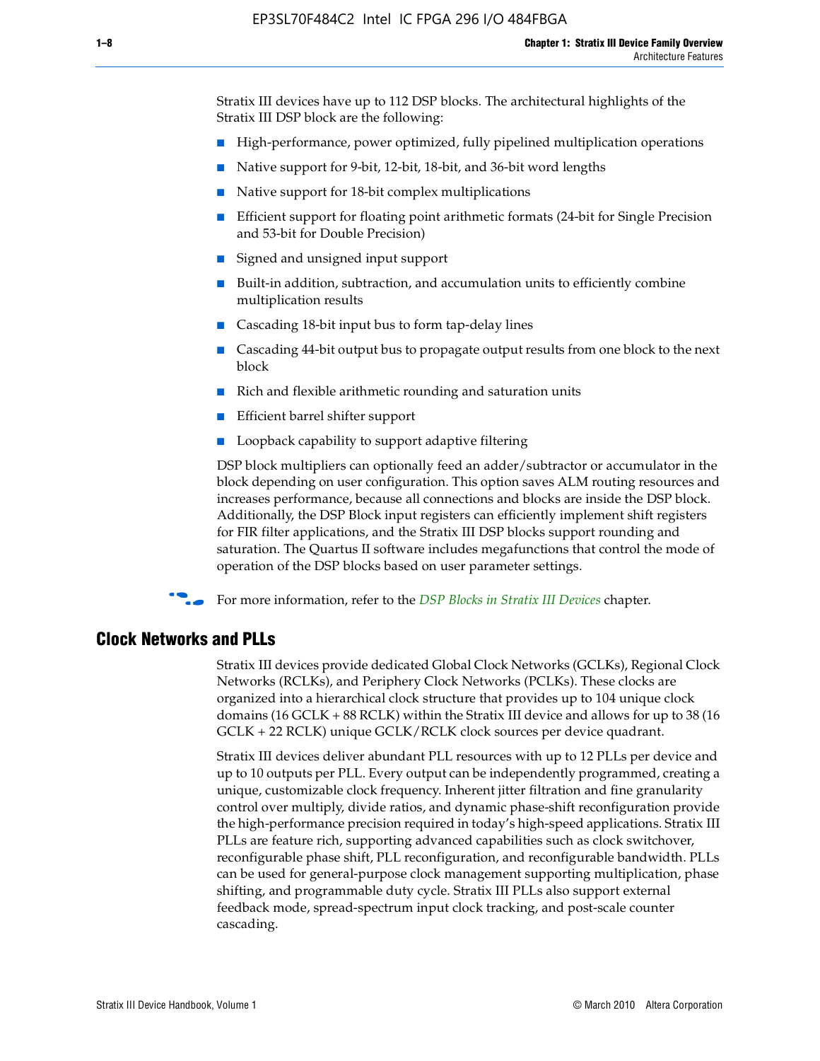Stratix III devices have up to 112 DSP blocks. The architectural highlights of the Stratix III DSP block are the following:

- High-performance, power optimized, fully pipelined multiplication operations
- Native support for 9-bit, 12-bit, 18-bit, and 36-bit word lengths
- Native support for 18-bit complex multiplications
- Efficient support for floating point arithmetic formats (24-bit for Single Precision and 53-bit for Double Precision)
- Signed and unsigned input support
- Built-in addition, subtraction, and accumulation units to efficiently combine multiplication results
- Cascading 18-bit input bus to form tap-delay lines
- Cascading 44-bit output bus to propagate output results from one block to the next block
- Rich and flexible arithmetic rounding and saturation units
- Efficient barrel shifter support
- Loopback capability to support adaptive filtering

DSP block multipliers can optionally feed an adder/subtractor or accumulator in the block depending on user configuration. This option saves ALM routing resources and increases performance, because all connections and blocks are inside the DSP block. Additionally, the DSP Block input registers can efficiently implement shift registers for FIR filter applications, and the Stratix III DSP blocks support rounding and saturation. The Quartus II software includes megafunctions that control the mode of operation of the DSP blocks based on user parameter settings.

For more information, refer to the *DSP Blocks in Stratix III Devices* chapter.

## Clock Networks and PLLs

Stratix III devices provide dedicated Global Clock Networks (GCLKs), Regional Clock Networks (RCLKs), and Periphery Clock Networks (PCLKs). These clocks are organized into a hierarchical clock structure that provides up to 104 unique clock domains (16 GCLK + 88 RCLK) within the Stratix III device and allows for up to 38 (16 GCLK + 22 RCLK) unique GCLK/RCLK clock sources per device quadrant.

Stratix III devices deliver abundant PLL resources with up to 12 PLLs per device and up to 10 outputs per PLL. Every output can be independently programmed, creating a unique, customizable clock frequency. Inherent jitter filtration and fine granularity control over multiply, divide ratios, and dynamic phase-shift reconfiguration provide the high-performance precision required in today's high-speed applications. Stratix III PLLs are feature rich, supporting advanced capabilities such as clock switchover, reconfigurable phase shift, PLL reconfiguration, and reconfigurable bandwidth. PLLs can be used for general-purpose clock management supporting multiplication, phase shifting, and programmable duty cycle. Stratix III PLLs also support external feedback mode, spread-spectrum input clock tracking, and post-scale counter cascading.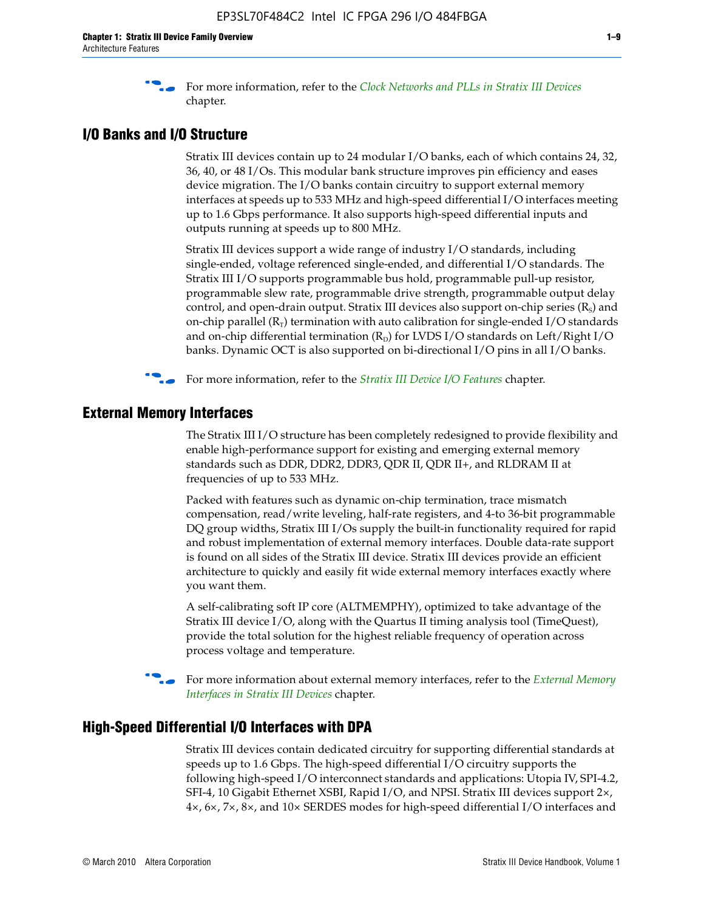For more information, refer to the *Clock Networks and PLLs in Stratix III Devices* chapter.

## I/O Banks and I/O Structure

Stratix III devices contain up to 24 modular I/O banks, each of which contains 24, 32, 36, 40, or 48 I/Os. This modular bank structure improves pin efficiency and eases device migration. The I/O banks contain circuitry to support external memory interfaces at speeds up to 533 MHz and high-speed differential I/O interfaces meeting up to 1.6 Gbps performance. It also supports high-speed differential inputs and outputs running at speeds up to 800 MHz.

Stratix III devices support a wide range of industry I/O standards, including single-ended, voltage referenced single-ended, and differential I/O standards. The Stratix III I/O supports programmable bus hold, programmable pull-up resistor, programmable slew rate, programmable drive strength, programmable output delay control, and open-drain output. Stratix III devices also support on-chip series ($R_S$) and on-chip parallel ($R_T$) termination with auto calibration for single-ended I/O standards and on-chip differential termination ($R_D$) for LVDS I/O standards on Left/Right I/O banks. Dynamic OCT is also supported on bi-directional I/O pins in all I/O banks.

For more information, refer to the *Stratix III Device I/O Features* chapter.

## External Memory Interfaces

The Stratix III I/O structure has been completely redesigned to provide flexibility and enable high-performance support for existing and emerging external memory standards such as DDR, DDR2, DDR3, QDR II, QDR II+, and RLDRAM II at frequencies of up to 533 MHz.

Packed with features such as dynamic on-chip termination, trace mismatch compensation, read/write leveling, half-rate registers, and 4-to 36-bit programmable DQ group widths, Stratix III I/Os supply the built-in functionality required for rapid and robust implementation of external memory interfaces. Double data-rate support is found on all sides of the Stratix III device. Stratix III devices provide an efficient architecture to quickly and easily fit wide external memory interfaces exactly where you want them.

A self-calibrating soft IP core (ALTMEMPHY), optimized to take advantage of the Stratix III device I/O, along with the Quartus II timing analysis tool (TimeQuest), provide the total solution for the highest reliable frequency of operation across process voltage and temperature.

For more information about external memory interfaces, refer to the *External Memory Interfaces in Stratix III Devices* chapter.

## High-Speed Differential I/O Interfaces with DPA

Stratix III devices contain dedicated circuitry for supporting differential standards at speeds up to 1.6 Gbps. The high-speed differential I/O circuitry supports the following high-speed I/O interconnect standards and applications: Utopia IV, SPI-4.2, SFI-4, 10 Gigabit Ethernet XSBI, Rapid I/O, and NPSI. Stratix III devices support 2×, 4×, 6×, 7×, 8×, and 10× SERDES modes for high-speed differential I/O interfaces and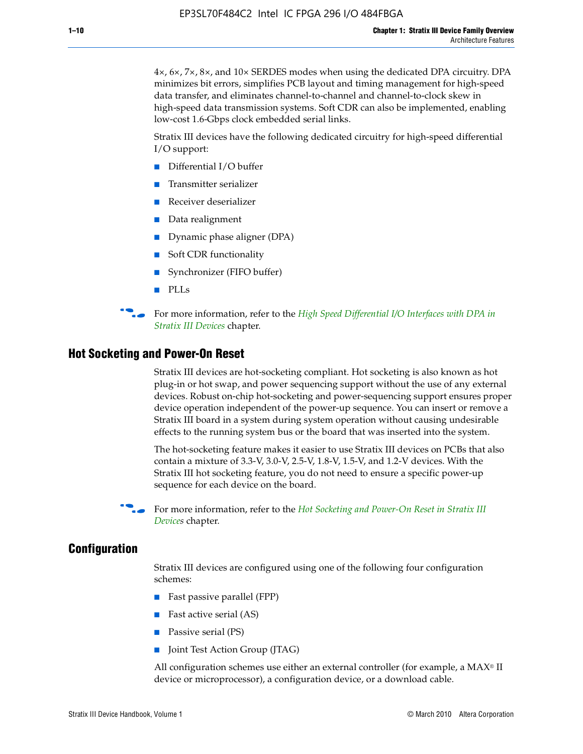4×, 6×, 7×, 8×, and 10× SERDES modes when using the dedicated DPA circuitry. DPA minimizes bit errors, simplifies PCB layout and timing management for high-speed data transfer, and eliminates channel-to-channel and channel-to-clock skew in high-speed data transmission systems. Soft CDR can also be implemented, enabling low-cost 1.6-Gbps clock embedded serial links.

Stratix III devices have the following dedicated circuitry for high-speed differential I/O support:

- Differential I/O buffer
- Transmitter serializer
- Receiver deserializer
- Data realignment
- Dynamic phase aligner (DPA)
- Soft CDR functionality
- Synchronizer (FIFO buffer)
- PLLs

For more information, refer to the *High Speed Differential I/O Interfaces with DPA in Stratix III Devices* chapter.

## Hot Socketing and Power-On Reset

Stratix III devices are hot-socketing compliant. Hot socketing is also known as hot plug-in or hot swap, and power sequencing support without the use of any external devices. Robust on-chip hot-socketing and power-sequencing support ensures proper device operation independent of the power-up sequence. You can insert or remove a Stratix III board in a system during system operation without causing undesirable effects to the running system bus or the board that was inserted into the system.

The hot-socketing feature makes it easier to use Stratix III devices on PCBs that also contain a mixture of 3.3-V, 3.0-V, 2.5-V, 1.8-V, 1.5-V, and 1.2-V devices. With the Stratix III hot socketing feature, you do not need to ensure a specific power-up sequence for each device on the board.

For more information, refer to the *Hot Socketing and Power-On Reset in Stratix III Devices* chapter.

## Configuration

Stratix III devices are configured using one of the following four configuration schemes:

- Fast passive parallel (FPP)
- Fast active serial (AS)
- Passive serial (PS)
- Joint Test Action Group (JTAG)

All configuration schemes use either an external controller (for example, a MAX® II device or microprocessor), a configuration device, or a download cable.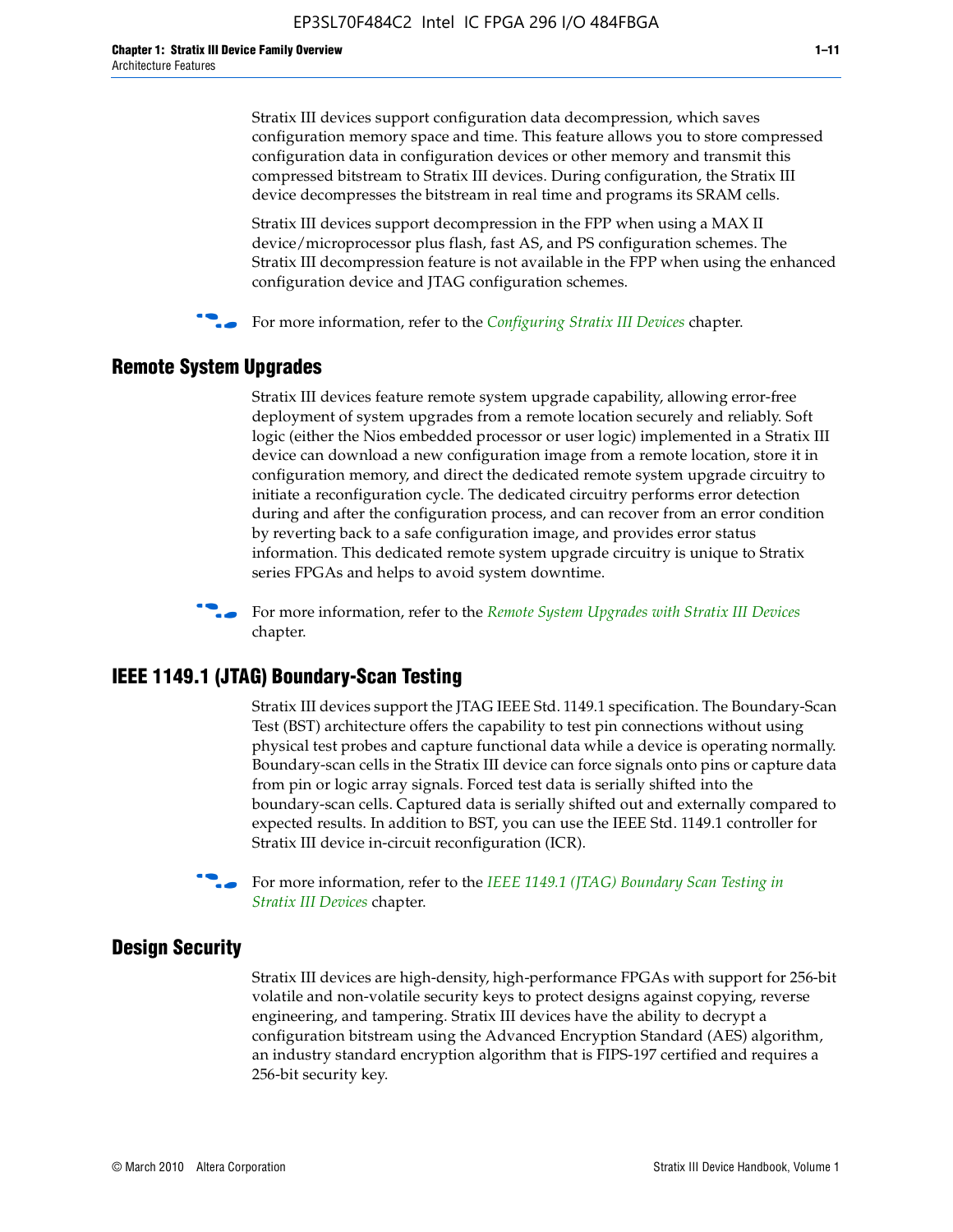Stratix III devices support configuration data decompression, which saves configuration memory space and time. This feature allows you to store compressed configuration data in configuration devices or other memory and transmit this compressed bitstream to Stratix III devices. During configuration, the Stratix III device decompresses the bitstream in real time and programs its SRAM cells.

Stratix III devices support decompression in the FPP when using a MAX II device/microprocessor plus flash, fast AS, and PS configuration schemes. The Stratix III decompression feature is not available in the FPP when using the enhanced configuration device and JTAG configuration schemes.

For more information, refer to the *Configuring Stratix III Devices* chapter.

## Remote System Upgrades

Stratix III devices feature remote system upgrade capability, allowing error-free deployment of system upgrades from a remote location securely and reliably. Soft logic (either the Nios embedded processor or user logic) implemented in a Stratix III device can download a new configuration image from a remote location, store it in configuration memory, and direct the dedicated remote system upgrade circuitry to initiate a reconfiguration cycle. The dedicated circuitry performs error detection during and after the configuration process, and can recover from an error condition by reverting back to a safe configuration image, and provides error status information. This dedicated remote system upgrade circuitry is unique to Stratix series FPGAs and helps to avoid system downtime.

For more information, refer to the *Remote System Upgrades with Stratix III Devices* chapter.

## IEEE 1149.1 (JTAG) Boundary-Scan Testing

Stratix III devices support the JTAG IEEE Std. 1149.1 specification. The Boundary-Scan Test (BST) architecture offers the capability to test pin connections without using physical test probes and capture functional data while a device is operating normally. Boundary-scan cells in the Stratix III device can force signals onto pins or capture data from pin or logic array signals. Forced test data is serially shifted into the boundary-scan cells. Captured data is serially shifted out and externally compared to expected results. In addition to BST, you can use the IEEE Std. 1149.1 controller for Stratix III device in-circuit reconfiguration (ICR).

For more information, refer to the *IEEE 1149.1 (JTAG) Boundary Scan Testing in Stratix III Devices* chapter.

## Design Security

Stratix III devices are high-density, high-performance FPGAs with support for 256-bit volatile and non-volatile security keys to protect designs against copying, reverse engineering, and tampering. Stratix III devices have the ability to decrypt a configuration bitstream using the Advanced Encryption Standard (AES) algorithm, an industry standard encryption algorithm that is FIPS-197 certified and requires a 256-bit security key.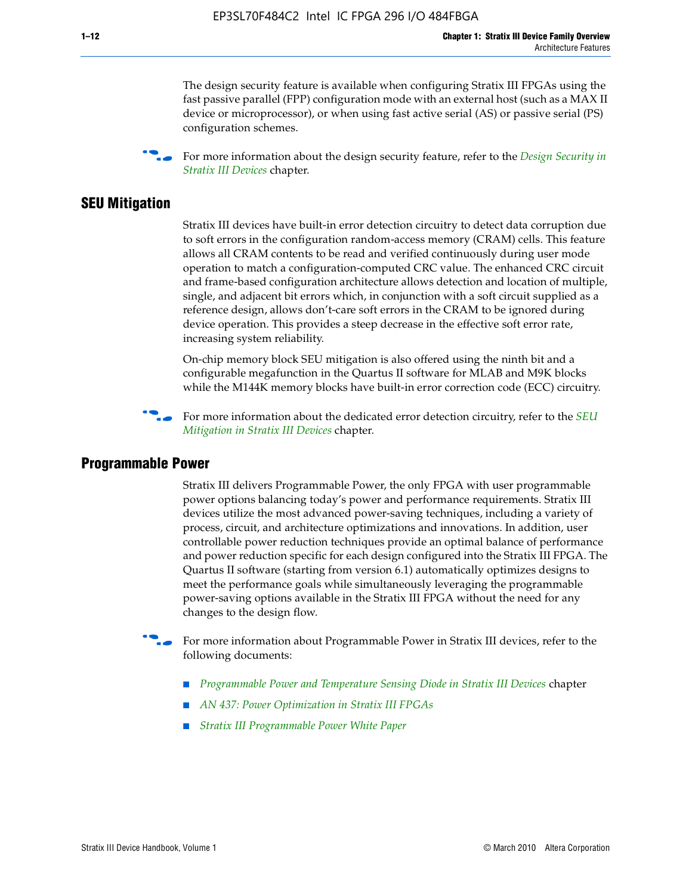The design security feature is available when configuring Stratix III FPGAs using the fast passive parallel (FPP) configuration mode with an external host (such as a MAX II device or microprocessor), or when using fast active serial (AS) or passive serial (PS) configuration schemes.

For more information about the design security feature, refer to the *Design Security in Stratix III Devices* chapter.

## SEU Mitigation

Stratix III devices have built-in error detection circuitry to detect data corruption due to soft errors in the configuration random-access memory (CRAM) cells. This feature allows all CRAM contents to be read and verified continuously during user mode operation to match a configuration-computed CRC value. The enhanced CRC circuit and frame-based configuration architecture allows detection and location of multiple, single, and adjacent bit errors which, in conjunction with a soft circuit supplied as a reference design, allows don't-care soft errors in the CRAM to be ignored during device operation. This provides a steep decrease in the effective soft error rate, increasing system reliability.

On-chip memory block SEU mitigation is also offered using the ninth bit and a configurable megafunction in the Quartus II software for MLAB and M9K blocks while the M144K memory blocks have built-in error correction code (ECC) circuitry.

For more information about the dedicated error detection circuitry, refer to the *SEU Mitigation in Stratix III Devices* chapter.

## Programmable Power

Stratix III delivers Programmable Power, the only FPGA with user programmable power options balancing today's power and performance requirements. Stratix III devices utilize the most advanced power-saving techniques, including a variety of process, circuit, and architecture optimizations and innovations. In addition, user controllable power reduction techniques provide an optimal balance of performance and power reduction specific for each design configured into the Stratix III FPGA. The Quartus II software (starting from version 6.1) automatically optimizes designs to meet the performance goals while simultaneously leveraging the programmable power-saving options available in the Stratix III FPGA without the need for any changes to the design flow.

For more information about Programmable Power in Stratix III devices, refer to the following documents:

- *Programmable Power and Temperature Sensing Diode in Stratix III Devices* chapter
- *AN 437: Power Optimization in Stratix III FPGAs*
- *Stratix III Programmable Power White Paper*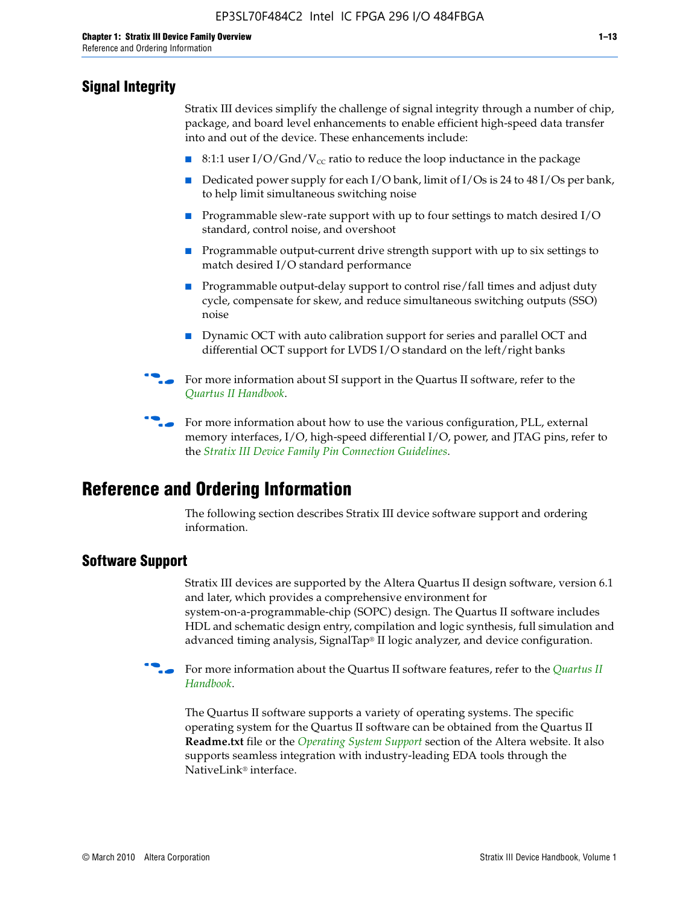## Signal Integrity

Stratix III devices simplify the challenge of signal integrity through a number of chip, package, and board level enhancements to enable efficient high-speed data transfer into and out of the device. These enhancements include:

- 8:1:1 user I/O/Gnd/$V_{CC}$ ratio to reduce the loop inductance in the package
- Dedicated power supply for each I/O bank, limit of I/Os is 24 to 48 I/Os per bank, to help limit simultaneous switching noise
- Programmable slew-rate support with up to four settings to match desired I/O standard, control noise, and overshoot
- Programmable output-current drive strength support with up to six settings to match desired I/O standard performance
- Programmable output-delay support to control rise/fall times and adjust duty cycle, compensate for skew, and reduce simultaneous switching outputs (SSO) noise
- Dynamic OCT with auto calibration support for series and parallel OCT and differential OCT support for LVDS I/O standard on the left/right banks

For more information about SI support in the Quartus II software, refer to the *Quartus II Handbook*.

For more information about how to use the various configuration, PLL, external memory interfaces, I/O, high-speed differential I/O, power, and JTAG pins, refer to the *Stratix III Device Family Pin Connection Guidelines*.

# Reference and Ordering Information

The following section describes Stratix III device software support and ordering information.

## Software Support

Stratix III devices are supported by the Altera Quartus II design software, version 6.1 and later, which provides a comprehensive environment for system-on-a-programmable-chip (SOPC) design. The Quartus II software includes HDL and schematic design entry, compilation and logic synthesis, full simulation and advanced timing analysis, SignalTap® II logic analyzer, and device configuration.

For more information about the Quartus II software features, refer to the *Quartus II Handbook*.

The Quartus II software supports a variety of operating systems. The specific operating system for the Quartus II software can be obtained from the Quartus II **Readme.txt** file or the *Operating System Support* section of the Altera website. It also supports seamless integration with industry-leading EDA tools through the NativeLink® interface.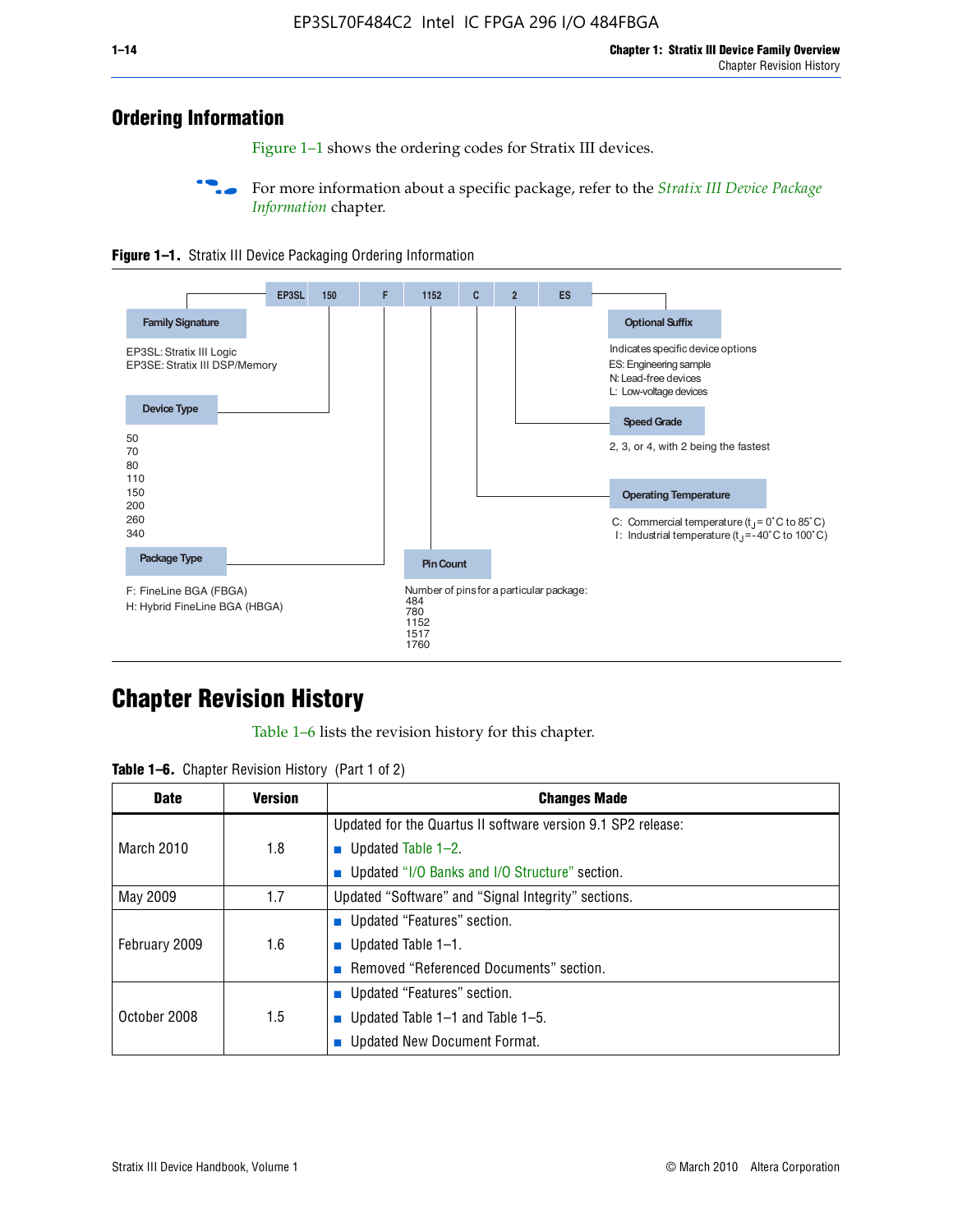## Ordering Information

Figure 1–1 shows the ordering codes for Stratix III devices.

For more information about a specific package, refer to the *Stratix III Device Package Information* chapter.

**Figure 1–1.** Stratix III Device Packaging Ordering Information

EP3SL 150 F 1152 C 2 ES

Family Signature

EP3SL: Stratix III Logic
EP3SE: Stratix III DSP/Memory

Device Type

50
70
80
110
150
200
260
340

Package Type

F: FineLine BGA (FBGA)
H: Hybrid FineLine BGA (HBGA)

Pin Count

Number of pins for a particular package:
484
780
1152
1517
1760

Optional Suffix

Indicates specific device options
ES: Engineering sample
N: Lead-free devices
L: Low-voltage devices

Speed Grade

2, 3, or 4, with 2 being the fastest

Operating Temperature

C: Commercial temperature ($t_J$ = 0°C to 85°C)
I: Industrial temperature ($t_J$ = -40°C to 100°C)

## Chapter Revision History

Table 1–6 lists the revision history for this chapter.

**Table 1–6.** Chapter Revision History (Part 1 of 2)

| Date | Version | Changes Made |
|---|---|---|
| March 2010 | 1.8 | Updated for the Quartus II software version 9.1 SP2 release:<br>■ Updated Table 1–2.<br>■ Updated "I/O Banks and I/O Structure" section. |
| May 2009 | 1.7 | Updated "Software" and "Signal Integrity" sections. |
| February 2009 | 1.6 | ■ Updated "Features" section.<br>■ Updated Table 1–1.<br>■ Removed "Referenced Documents" section. |
| October 2008 | 1.5 | ■ Updated "Features" section.<br>■ Updated Table 1–1 and Table 1–5.<br>■ Updated New Document Format. |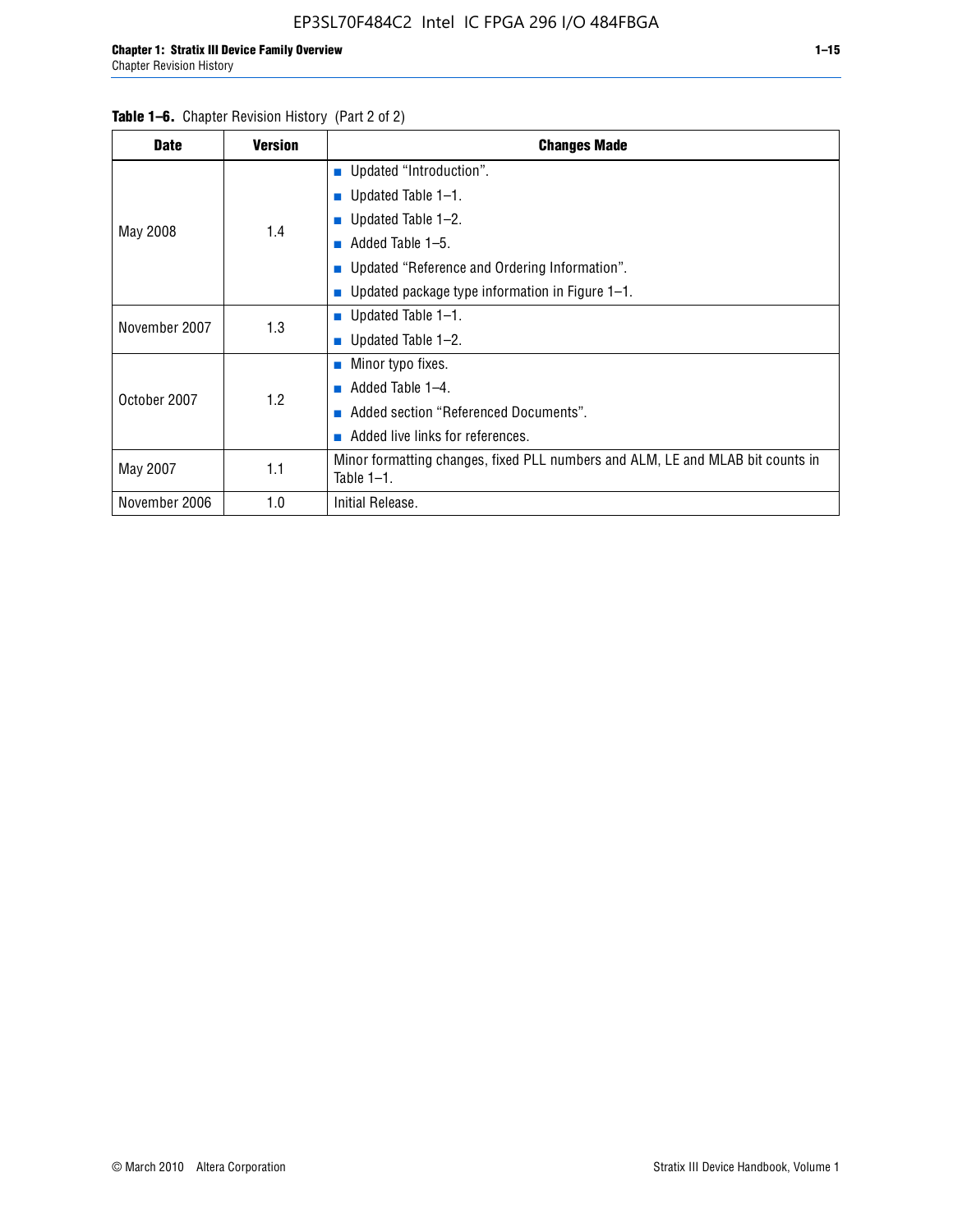**Table 1–6.** Chapter Revision History (Part 2 of 2)

| Date | Version | Changes Made |
|---|---|---|
| May 2008 | 1.4 | ■ Updated "Introduction".<br>■ Updated Table 1–1.<br>■ Updated Table 1–2.<br>■ Added Table 1–5.<br>■ Updated "Reference and Ordering Information".<br>■ Updated package type information in Figure 1–1. |
| November 2007 | 1.3 | ■ Updated Table 1–1.<br>■ Updated Table 1–2. |
| October 2007 | 1.2 | ■ Minor typo fixes.<br>■ Added Table 1–4.<br>■ Added section "Referenced Documents".<br>■ Added live links for references. |
| May 2007 | 1.1 | Minor formatting changes, fixed PLL numbers and ALM, LE and MLAB bit counts in Table 1–1. |
| November 2006 | 1.0 | Initial Release. |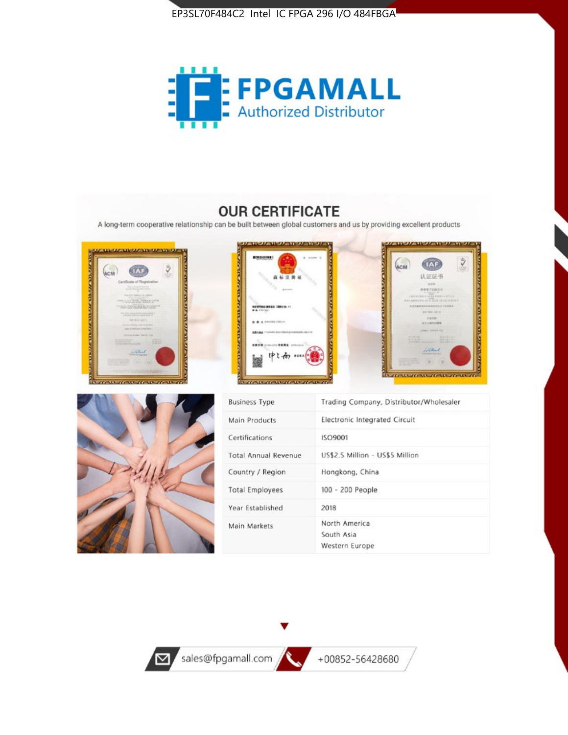FPGAMALL

Authorized Distributor

## OUR CERTIFICATE

A long-term cooperative relationship can be built between global customers and us by providing excellent products

| | |
|---|---|
| Business Type | Trading Company, Distributor/Wholesaler |
| Main Products | Electronic Integrated Circuit |
| Certifications | ISO9001 |
| Total Annual Revenue | US$2.5 Million - US$5 Million |
| Country / Region | Hongkong, China |
| Total Employees | 100 - 200 People |
| Year Established | 2018 |
| Main Markets | North America<br>South Asia<br>Western Europe |

sales@fpgamall.com

+00852-56428680